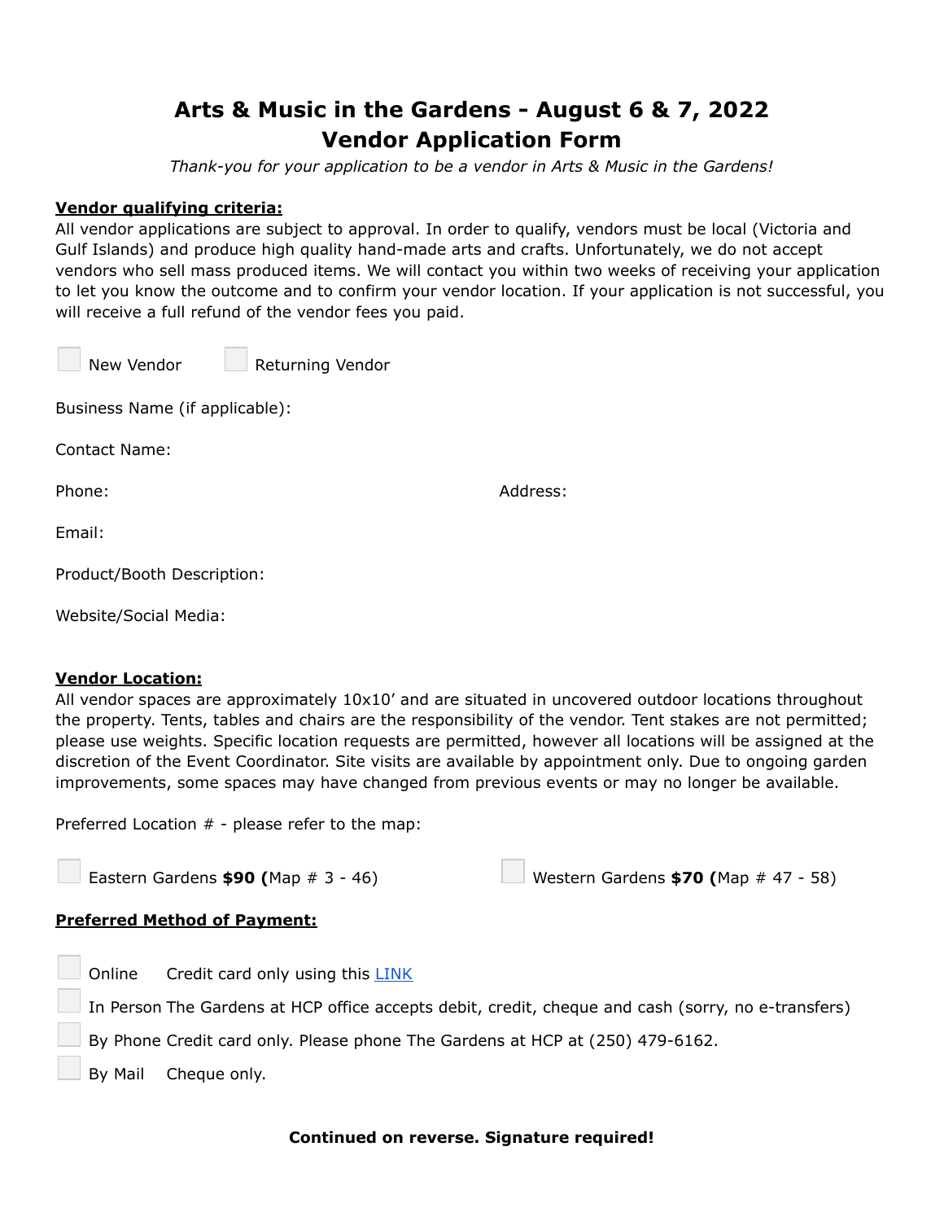# Arts & Music in the Gardens - August 6 & 7, 2022
# Vendor Application Form

*Thank-you for your application to be a vendor in Arts & Music in the Gardens!*

**Vendor qualifying criteria:**

All vendor applications are subject to approval. In order to qualify, vendors must be local (Victoria and Gulf Islands) and produce high quality hand-made arts and crafts. Unfortunately, we do not accept vendors who sell mass produced items. We will contact you within two weeks of receiving your application to let you know the outcome and to confirm your vendor location. If your application is not successful, you will receive a full refund of the vendor fees you paid.

☐ New Vendor ☐ Returning Vendor

Business Name (if applicable):

Contact Name:

Phone: Address:

Email:

Product/Booth Description:

Website/Social Media:

**Vendor Location:**

All vendor spaces are approximately 10x10' and are situated in uncovered outdoor locations throughout the property. Tents, tables and chairs are the responsibility of the vendor. Tent stakes are not permitted; please use weights. Specific location requests are permitted, however all locations will be assigned at the discretion of the Event Coordinator. Site visits are available by appointment only. Due to ongoing garden improvements, some spaces may have changed from previous events or may no longer be available.

Preferred Location # - please refer to the map:

☐ Eastern Gardens **$90 (**Map # 3 - 46) ☐ Western Gardens **$70 (**Map # 47 - 58)

**Preferred Method of Payment:**

☐ Online Credit card only using this [LINK]

☐ In Person The Gardens at HCP office accepts debit, credit, cheque and cash (sorry, no e-transfers)

☐ By Phone Credit card only. Please phone The Gardens at HCP at (250) 479-6162.

☐ By Mail Cheque only.

**Continued on reverse. Signature required!**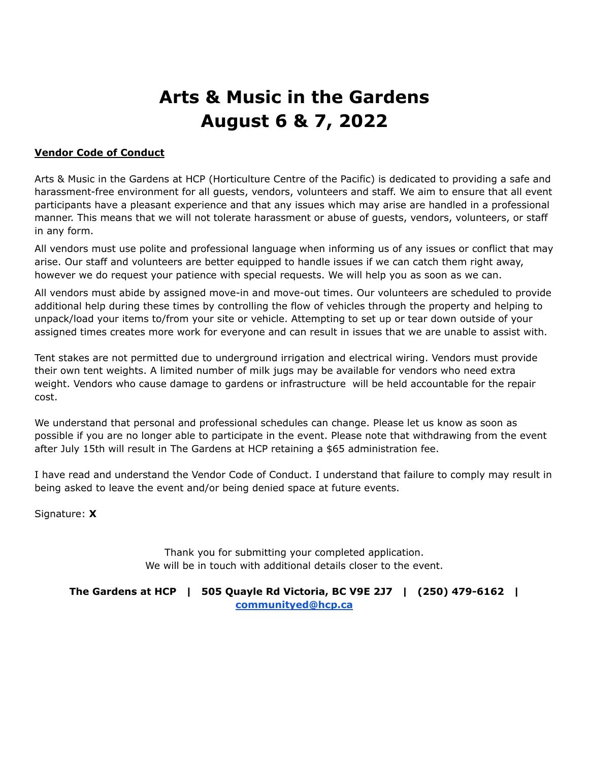# Arts & Music in the Gardens
# August 6 & 7, 2022

**Vendor Code of Conduct**

Arts & Music in the Gardens at HCP (Horticulture Centre of the Pacific) is dedicated to providing a safe and harassment-free environment for all guests, vendors, volunteers and staff. We aim to ensure that all event participants have a pleasant experience and that any issues which may arise are handled in a professional manner. This means that we will not tolerate harassment or abuse of guests, vendors, volunteers, or staff in any form.

All vendors must use polite and professional language when informing us of any issues or conflict that may arise. Our staff and volunteers are better equipped to handle issues if we can catch them right away, however we do request your patience with special requests. We will help you as soon as we can.

All vendors must abide by assigned move-in and move-out times. Our volunteers are scheduled to provide additional help during these times by controlling the flow of vehicles through the property and helping to unpack/load your items to/from your site or vehicle. Attempting to set up or tear down outside of your assigned times creates more work for everyone and can result in issues that we are unable to assist with.

Tent stakes are not permitted due to underground irrigation and electrical wiring. Vendors must provide their own tent weights. A limited number of milk jugs may be available for vendors who need extra weight. Vendors who cause damage to gardens or infrastructure will be held accountable for the repair cost.

We understand that personal and professional schedules can change. Please let us know as soon as possible if you are no longer able to participate in the event. Please note that withdrawing from the event after July 15th will result in The Gardens at HCP retaining a $65 administration fee.

I have read and understand the Vendor Code of Conduct. I understand that failure to comply may result in being asked to leave the event and/or being denied space at future events.

Signature: **X**

Thank you for submitting your completed application.
We will be in touch with additional details closer to the event.

**The Gardens at HCP | 505 Quayle Rd Victoria, BC V9E 2J7 | (250) 479-6162 | communityed@hcp.ca**